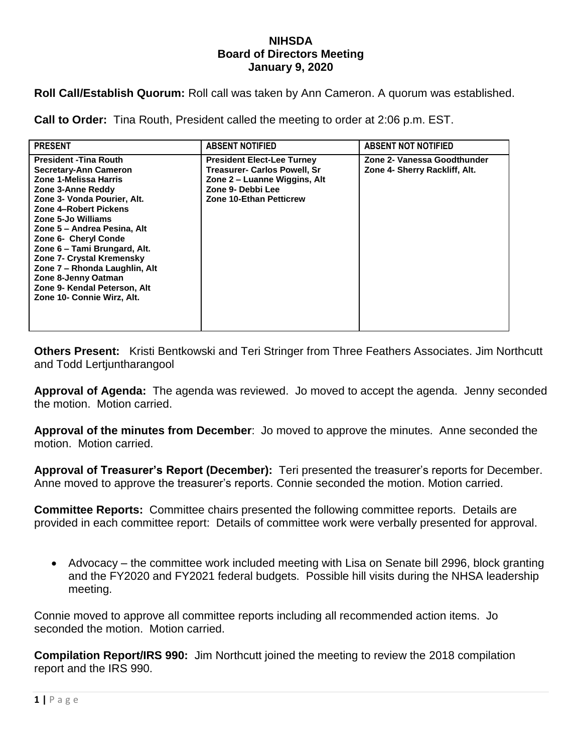# NIHSDA
## Board of Directors Meeting
## January 9, 2020

**Roll Call/Establish Quorum:** Roll call was taken by Ann Cameron. A quorum was established.

**Call to Order:** Tina Routh, President called the meeting to order at 2:06 p.m. EST.

| PRESENT | ABSENT NOTIFIED | ABSENT NOT NOTIFIED |
|---|---|---|
| **President -Tina Routh**<br>**Secretary-Ann Cameron**<br>**Zone 1-Melissa Harris**<br>**Zone 3-Anne Reddy**<br>**Zone 3- Vonda Pourier, Alt.**<br>**Zone 4–Robert Pickens**<br>**Zone 5-Jo Williams**<br>**Zone 5 – Andrea Pesina, Alt**<br>**Zone 6- Cheryl Conde**<br>**Zone 6 – Tami Brungard, Alt.**<br>**Zone 7- Crystal Kremensky**<br>**Zone 7 – Rhonda Laughlin, Alt**<br>**Zone 8-Jenny Oatman**<br>**Zone 9- Kendal Peterson, Alt**<br>**Zone 10- Connie Wirz, Alt.** | **President Elect-Lee Turney**<br>**Treasurer- Carlos Powell, Sr**<br>**Zone 2 – Luanne Wiggins, Alt**<br>**Zone 9- Debbi Lee**<br>**Zone 10-Ethan Petticrew** | **Zone 2- Vanessa Goodthunder**<br>**Zone 4- Sherry Rackliff, Alt.** |

**Others Present:** Kristi Bentkowski and Teri Stringer from Three Feathers Associates. Jim Northcutt and Todd Lertjuntharangool

**Approval of Agenda:** The agenda was reviewed. Jo moved to accept the agenda. Jenny seconded the motion. Motion carried.

**Approval of the minutes from December**: Jo moved to approve the minutes. Anne seconded the motion. Motion carried.

**Approval of Treasurer's Report (December):** Teri presented the treasurer's reports for December. Anne moved to approve the treasurer's reports. Connie seconded the motion. Motion carried.

**Committee Reports:** Committee chairs presented the following committee reports. Details are provided in each committee report: Details of committee work were verbally presented for approval.

- Advocacy – the committee work included meeting with Lisa on Senate bill 2996, block granting and the FY2020 and FY2021 federal budgets. Possible hill visits during the NHSA leadership meeting.

Connie moved to approve all committee reports including all recommended action items. Jo seconded the motion. Motion carried.

**Compilation Report/IRS 990:** Jim Northcutt joined the meeting to review the 2018 compilation report and the IRS 990.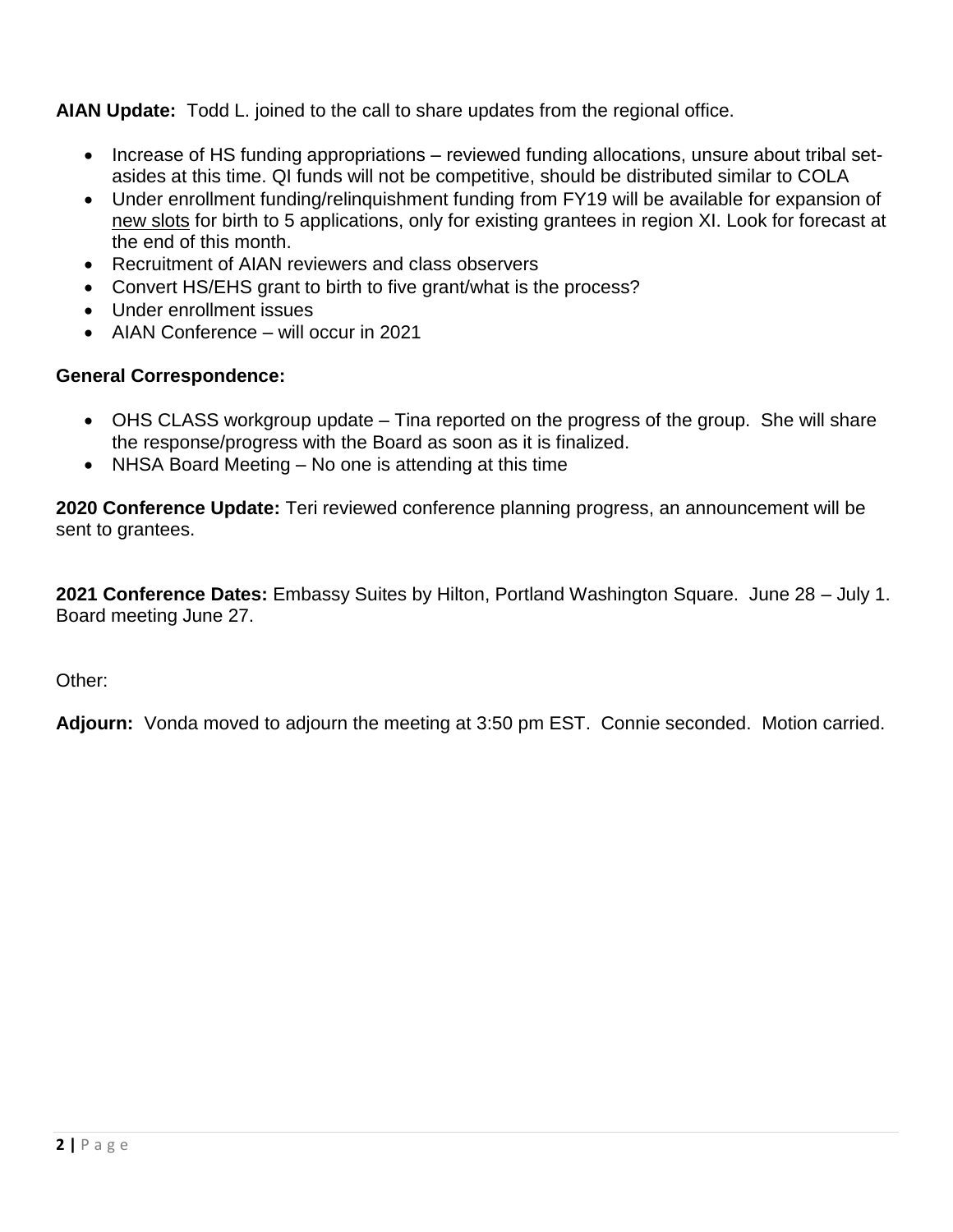**AIAN Update:** Todd L. joined to the call to share updates from the regional office.

- Increase of HS funding appropriations – reviewed funding allocations, unsure about tribal set-asides at this time. QI funds will not be competitive, should be distributed similar to COLA
- Under enrollment funding/relinquishment funding from FY19 will be available for expansion of <u>new slots</u> for birth to 5 applications, only for existing grantees in region XI. Look for forecast at the end of this month.
- Recruitment of AIAN reviewers and class observers
- Convert HS/EHS grant to birth to five grant/what is the process?
- Under enrollment issues
- AIAN Conference – will occur in 2021

**General Correspondence:**

- OHS CLASS workgroup update – Tina reported on the progress of the group. She will share the response/progress with the Board as soon as it is finalized.
- NHSA Board Meeting – No one is attending at this time

**2020 Conference Update:** Teri reviewed conference planning progress, an announcement will be sent to grantees.

**2021 Conference Dates:** Embassy Suites by Hilton, Portland Washington Square. June 28 – July 1. Board meeting June 27.

Other:

**Adjourn:** Vonda moved to adjourn the meeting at 3:50 pm EST. Connie seconded. Motion carried.